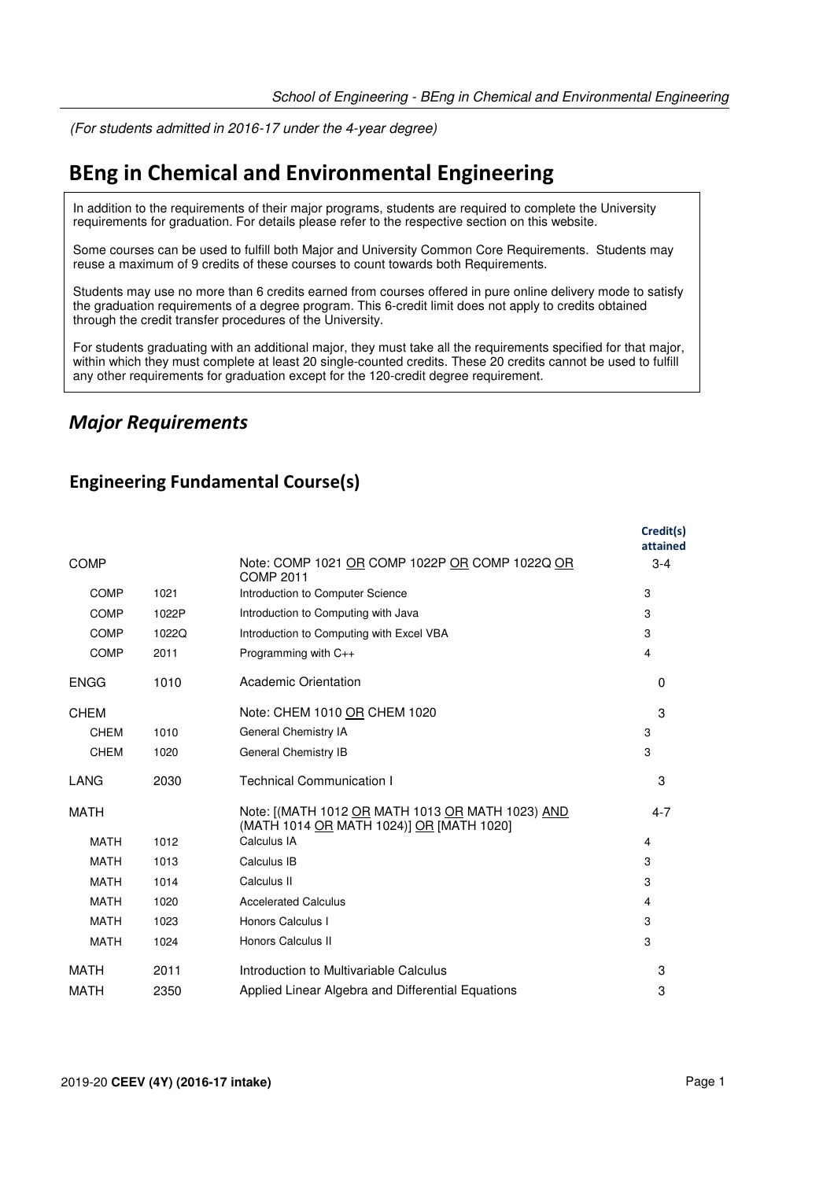*(For students admitted in 2016-17 under the 4-year degree)*

# BEng in Chemical and Environmental Engineering

In addition to the requirements of their major programs, students are required to complete the University requirements for graduation. For details please refer to the respective section on this website.

Some courses can be used to fulfill both Major and University Common Core Requirements. Students may reuse a maximum of 9 credits of these courses to count towards both Requirements.

Students may use no more than 6 credits earned from courses offered in pure online delivery mode to satisfy the graduation requirements of a degree program. This 6-credit limit does not apply to credits obtained through the credit transfer procedures of the University.

For students graduating with an additional major, they must take all the requirements specified for that major, within which they must complete at least 20 single-counted credits. These 20 credits cannot be used to fulfill any other requirements for graduation except for the 120-credit degree requirement.

## *Major Requirements*

### Engineering Fundamental Course(s)

| | | | Credit(s) attained |
|---|---|---|---|
| COMP | | Note: COMP 1021 OR COMP 1022P OR COMP 1022Q OR COMP 2011 | 3-4 |
| COMP | 1021 | Introduction to Computer Science | 3 |
| COMP | 1022P | Introduction to Computing with Java | 3 |
| COMP | 1022Q | Introduction to Computing with Excel VBA | 3 |
| COMP | 2011 | Programming with C++ | 4 |
| ENGG | 1010 | Academic Orientation | 0 |
| CHEM | | Note: CHEM 1010 OR CHEM 1020 | 3 |
| CHEM | 1010 | General Chemistry IA | 3 |
| CHEM | 1020 | General Chemistry IB | 3 |
| LANG | 2030 | Technical Communication I | 3 |
| MATH | | Note: [(MATH 1012 OR MATH 1013 OR MATH 1023) AND (MATH 1014 OR MATH 1024)] OR [MATH 1020] | 4-7 |
| MATH | 1012 | Calculus IA | 4 |
| MATH | 1013 | Calculus IB | 3 |
| MATH | 1014 | Calculus II | 3 |
| MATH | 1020 | Accelerated Calculus | 4 |
| MATH | 1023 | Honors Calculus I | 3 |
| MATH | 1024 | Honors Calculus II | 3 |
| MATH | 2011 | Introduction to Multivariable Calculus | 3 |
| MATH | 2350 | Applied Linear Algebra and Differential Equations | 3 |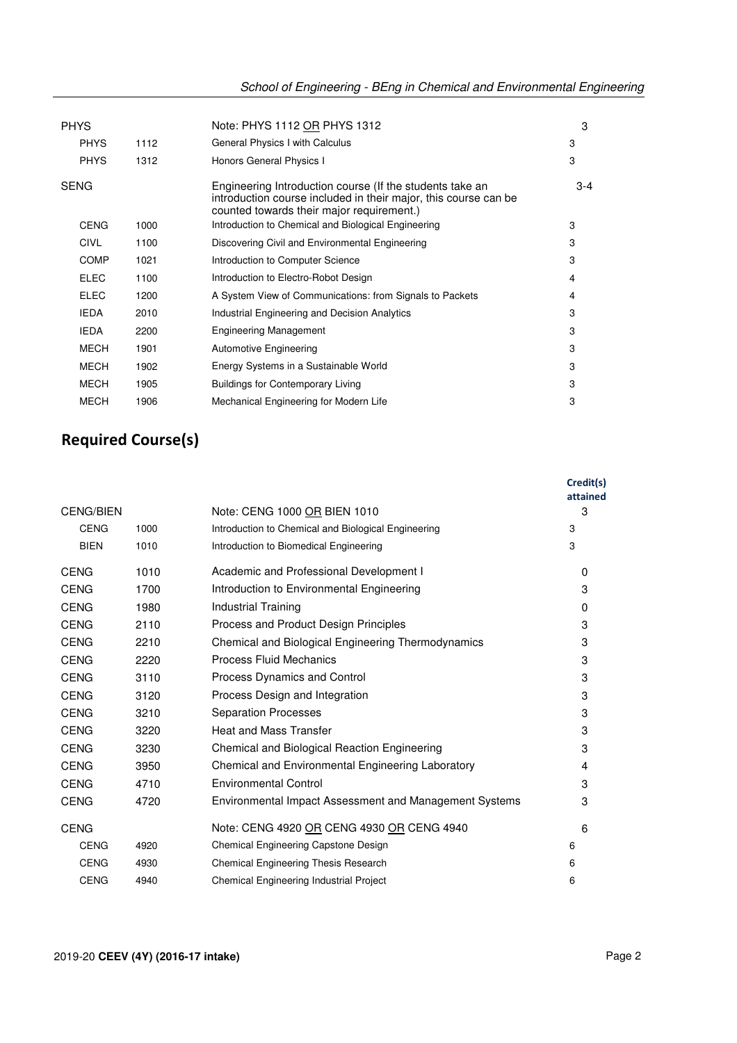| | | | |
|---|---|---|---|
| PHYS | | Note: PHYS 1112 OR PHYS 1312 | 3 |
| PHYS | 1112 | General Physics I with Calculus | 3 |
| PHYS | 1312 | Honors General Physics I | 3 |
| SENG | | Engineering Introduction course (If the students take an introduction course included in their major, this course can be counted towards their major requirement.) | 3-4 |
| CENG | 1000 | Introduction to Chemical and Biological Engineering | 3 |
| CIVL | 1100 | Discovering Civil and Environmental Engineering | 3 |
| COMP | 1021 | Introduction to Computer Science | 3 |
| ELEC | 1100 | Introduction to Electro-Robot Design | 4 |
| ELEC | 1200 | A System View of Communications: from Signals to Packets | 4 |
| IEDA | 2010 | Industrial Engineering and Decision Analytics | 3 |
| IEDA | 2200 | Engineering Management | 3 |
| MECH | 1901 | Automotive Engineering | 3 |
| MECH | 1902 | Energy Systems in a Sustainable World | 3 |
| MECH | 1905 | Buildings for Contemporary Living | 3 |
| MECH | 1906 | Mechanical Engineering for Modern Life | 3 |

## Required Course(s)

| | | | Credit(s) attained |
|---|---|---|---|
| CENG/BIEN | | Note: CENG 1000 OR BIEN 1010 | 3 |
| CENG | 1000 | Introduction to Chemical and Biological Engineering | 3 |
| BIEN | 1010 | Introduction to Biomedical Engineering | 3 |
| CENG | 1010 | Academic and Professional Development I | 0 |
| CENG | 1700 | Introduction to Environmental Engineering | 3 |
| CENG | 1980 | Industrial Training | 0 |
| CENG | 2110 | Process and Product Design Principles | 3 |
| CENG | 2210 | Chemical and Biological Engineering Thermodynamics | 3 |
| CENG | 2220 | Process Fluid Mechanics | 3 |
| CENG | 3110 | Process Dynamics and Control | 3 |
| CENG | 3120 | Process Design and Integration | 3 |
| CENG | 3210 | Separation Processes | 3 |
| CENG | 3220 | Heat and Mass Transfer | 3 |
| CENG | 3230 | Chemical and Biological Reaction Engineering | 3 |
| CENG | 3950 | Chemical and Environmental Engineering Laboratory | 4 |
| CENG | 4710 | Environmental Control | 3 |
| CENG | 4720 | Environmental Impact Assessment and Management Systems | 3 |
| CENG | | Note: CENG 4920 OR CENG 4930 OR CENG 4940 | 6 |
| CENG | 4920 | Chemical Engineering Capstone Design | 6 |
| CENG | 4930 | Chemical Engineering Thesis Research | 6 |
| CENG | 4940 | Chemical Engineering Industrial Project | 6 |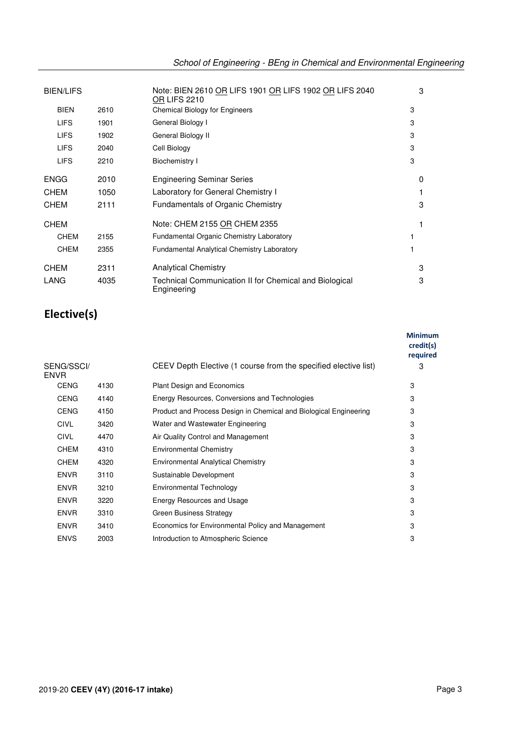| | | | |
|---|---|---|---|
| BIEN/LIFS | | Note: BIEN 2610 OR LIFS 1901 OR LIFS 1902 OR LIFS 2040 OR LIFS 2210 | 3 |
| BIEN | 2610 | Chemical Biology for Engineers | 3 |
| LIFS | 1901 | General Biology I | 3 |
| LIFS | 1902 | General Biology II | 3 |
| LIFS | 2040 | Cell Biology | 3 |
| LIFS | 2210 | Biochemistry I | 3 |
| ENGG | 2010 | Engineering Seminar Series | 0 |
| CHEM | 1050 | Laboratory for General Chemistry I | 1 |
| CHEM | 2111 | Fundamentals of Organic Chemistry | 3 |
| CHEM | | Note: CHEM 2155 OR CHEM 2355 | 1 |
| CHEM | 2155 | Fundamental Organic Chemistry Laboratory | 1 |
| CHEM | 2355 | Fundamental Analytical Chemistry Laboratory | 1 |
| CHEM | 2311 | Analytical Chemistry | 3 |
| LANG | 4035 | Technical Communication II for Chemical and Biological Engineering | 3 |

## Elective(s)

| | | | Minimum credit(s) required |
|---|---|---|---|
| SENG/SSCI/ENVR | | CEEV Depth Elective (1 course from the specified elective list) | 3 |
| CENG | 4130 | Plant Design and Economics | 3 |
| CENG | 4140 | Energy Resources, Conversions and Technologies | 3 |
| CENG | 4150 | Product and Process Design in Chemical and Biological Engineering | 3 |
| CIVL | 3420 | Water and Wastewater Engineering | 3 |
| CIVL | 4470 | Air Quality Control and Management | 3 |
| CHEM | 4310 | Environmental Chemistry | 3 |
| CHEM | 4320 | Environmental Analytical Chemistry | 3 |
| ENVR | 3110 | Sustainable Development | 3 |
| ENVR | 3210 | Environmental Technology | 3 |
| ENVR | 3220 | Energy Resources and Usage | 3 |
| ENVR | 3310 | Green Business Strategy | 3 |
| ENVR | 3410 | Economics for Environmental Policy and Management | 3 |
| ENVS | 2003 | Introduction to Atmospheric Science | 3 |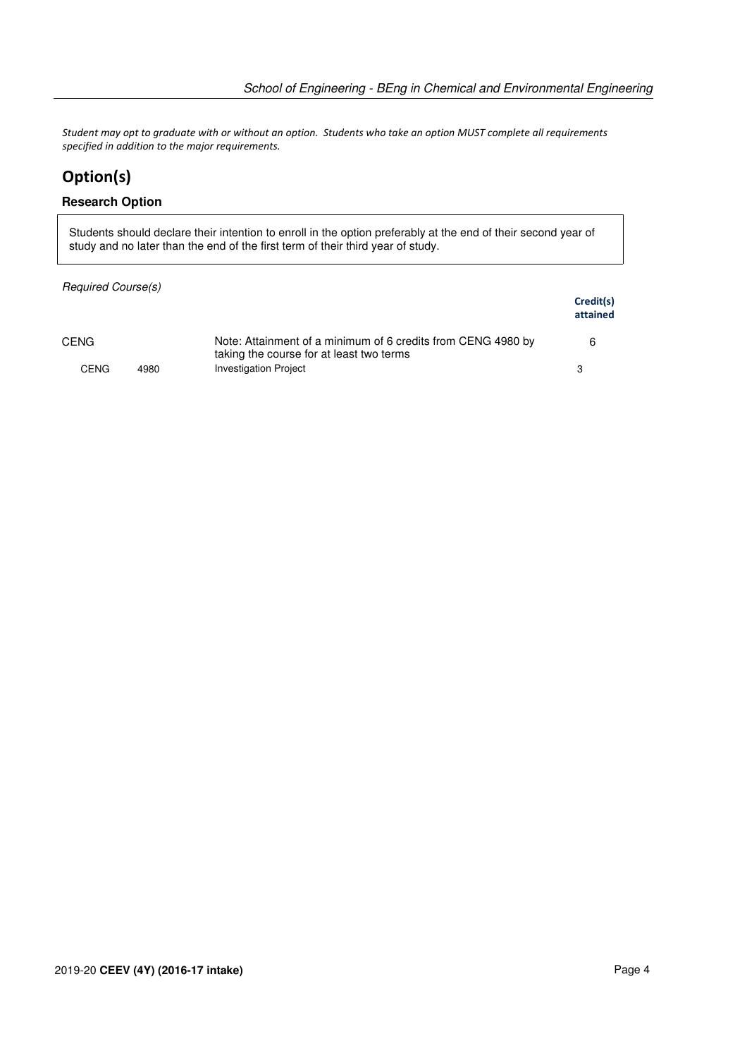*Student may opt to graduate with or without an option. Students who take an option MUST complete all requirements specified in addition to the major requirements.*

# Option(s)

### Research Option

Students should declare their intention to enroll in the option preferably at the end of their second year of study and no later than the end of the first term of their third year of study.

*Required Course(s)*

| | | | Credit(s) attained |
|---|---|---|---|
| CENG | | Note: Attainment of a minimum of 6 credits from CENG 4980 by taking the course for at least two terms | 6 |
| CENG | 4980 | Investigation Project | 3 |